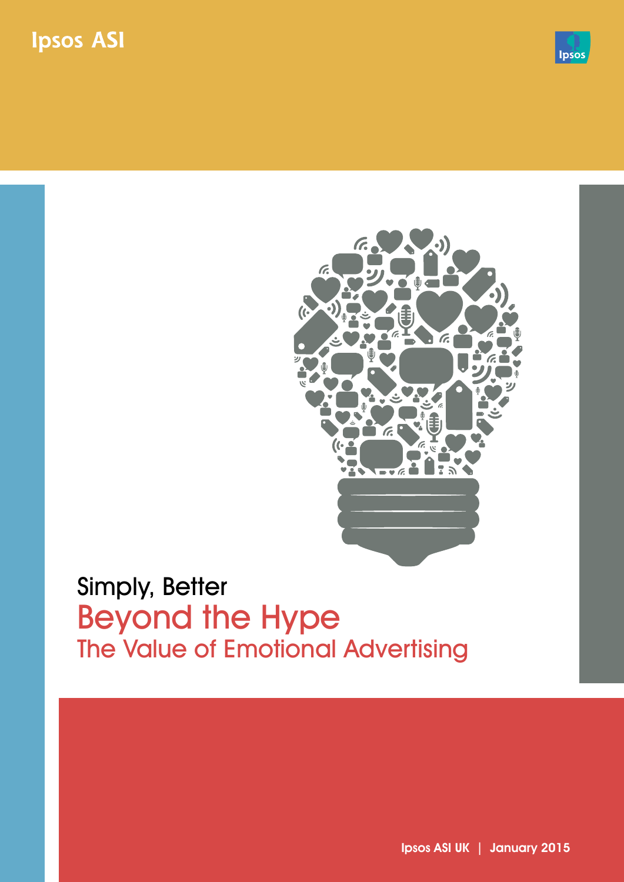Ipsos ASI

Simply, Better

# Beyond the Hype

## The Value of Emotional Advertising

Ipsos ASI UK | January 2015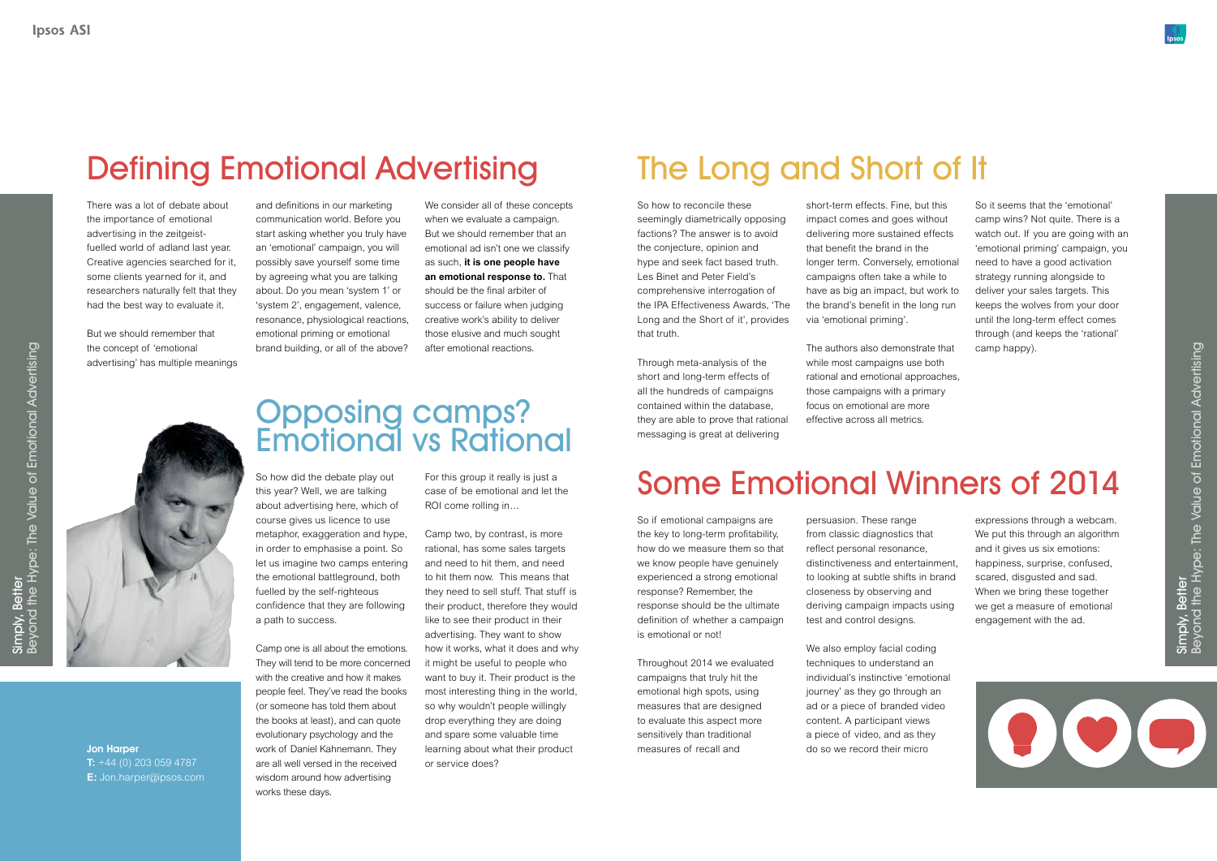# Defining Emotional Advertising

There was a lot of debate about the importance of emotional advertising in the zeitgeist-fuelled world of adland last year. Creative agencies searched for it, some clients yearned for it, and researchers naturally felt that they had the best way to evaluate it.

But we should remember that the concept of 'emotional advertising' has multiple meanings and definitions in our marketing communication world. Before you start asking whether you truly have an 'emotional' campaign, you will possibly save yourself some time by agreeing what you are talking about. Do you mean 'system 1' or 'system 2', engagement, valence, resonance, physiological reactions, emotional priming or emotional brand building, or all of the above?

We consider all of these concepts when we evaluate a campaign. But we should remember that an emotional ad isn't one we classify as such, **it is one people have an emotional response to.** That should be the final arbiter of success or failure when judging creative work's ability to deliver those elusive and much sought after emotional reactions.

## Opposing camps? Emotional vs Rational

So how did the debate play out this year? Well, we are talking about advertising here, which of course gives us licence to use metaphor, exaggeration and hype, in order to emphasise a point. So let us imagine two camps entering the emotional battleground, both fuelled by the self-righteous confidence that they are following a path to success.

Camp one is all about the emotions. They will tend to be more concerned with the creative and how it makes people feel. They've read the books (or someone has told them about the books at least), and can quote evolutionary psychology and the work of Daniel Kahnemann. They are all well versed in the received wisdom around how advertising works these days.

For this group it really is just a case of be emotional and let the ROI come rolling in…

Camp two, by contrast, is more rational, has some sales targets and need to hit them, and need to hit them now. This means that they need to sell stuff. That stuff is their product, therefore they would like to see their product in their advertising. They want to show how it works, what it does and why it might be useful to people who want to buy it. Their product is the most interesting thing in the world, so why wouldn't people willingly drop everything they are doing and spare some valuable time learning about what their product or service does?

**Jon Harper**
**T:** +44 (0) 203 059 4787
**E:** Jon.harper@ipsos.com

# The Long and Short of It

So how to reconcile these seemingly diametrically opposing factions? The answer is to avoid the conjecture, opinion and hype and seek fact based truth. Les Binet and Peter Field's comprehensive interrogation of the IPA Effectiveness Awards, 'The Long and the Short of it', provides that truth.

Through meta-analysis of the short and long-term effects of all the hundreds of campaigns contained within the database, they are able to prove that rational messaging is great at delivering short-term effects. Fine, but this impact comes and goes without delivering more sustained effects that benefit the brand in the longer term. Conversely, emotional campaigns often take a while to have as big an impact, but work to the brand's benefit in the long run via 'emotional priming'.

The authors also demonstrate that while most campaigns use both rational and emotional approaches, those campaigns with a primary focus on emotional are more effective across all metrics.

So it seems that the 'emotional' camp wins? Not quite. There is a watch out. If you are going with an 'emotional priming' campaign, you need to have a good activation strategy running alongside to deliver your sales targets. This keeps the wolves from your door until the long-term effect comes through (and keeps the 'rational' camp happy).

# Some Emotional Winners of 2014

So if emotional campaigns are the key to long-term profitability, how do we measure them so that we know people have genuinely experienced a strong emotional response? Remember, the response should be the ultimate definition of whether a campaign is emotional or not!

Throughout 2014 we evaluated campaigns that truly hit the emotional high spots, using measures that are designed to evaluate this aspect more sensitively than traditional measures of recall and persuasion. These range from classic diagnostics that reflect personal resonance, distinctiveness and entertainment, to looking at subtle shifts in brand closeness by observing and deriving campaign impacts using test and control designs.

We also employ facial coding techniques to understand an individual's instinctive 'emotional journey' as they go through an ad or a piece of branded video content. A participant views a piece of video, and as they do so we record their micro expressions through a webcam. We put this through an algorithm and it gives us six emotions: happiness, surprise, confused, scared, disgusted and sad. When we bring these together we get a measure of emotional engagement with the ad.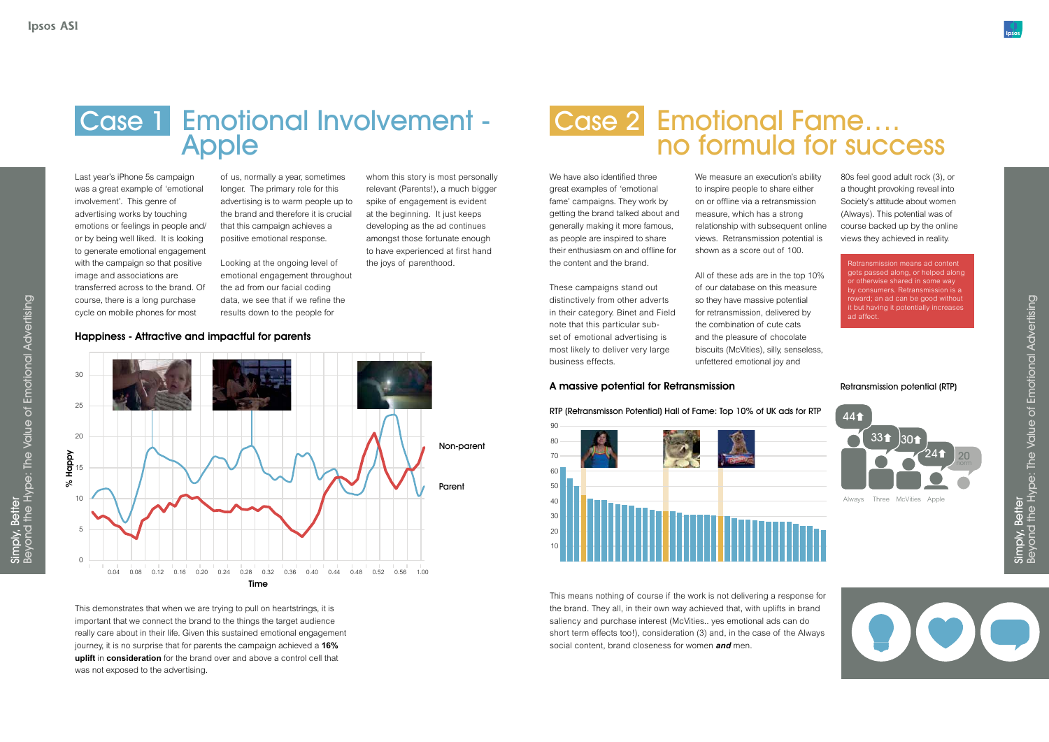## Case 1 Emotional Involvement - Apple

Last year's iPhone 5s campaign was a great example of 'emotional involvement'. This genre of advertising works by touching emotions or feelings in people and/or by being well liked. It is looking to generate emotional engagement with the campaign so that positive image and associations are transferred across to the brand. Of course, there is a long purchase cycle on mobile phones for most of us, normally a year, sometimes longer. The primary role for this advertising is to warm people up to the brand and therefore it is crucial that this campaign achieves a positive emotional response.

Looking at the ongoing level of emotional engagement throughout the ad from our facial coding data, we see that if we refine the results down to the people for whom this story is most personally relevant (Parents!), a much bigger spike of engagement is evident at the beginning. It just keeps developing as the ad continues amongst those fortunate enough to have experienced at first hand the joys of parenthood.

### Happiness - Attractive and impactful for parents

% Happy: 0, 5, 10, 15, 20, 25, 30

Time: 0.04, 0.08, 0.12, 0.16, 0.20, 0.24, 0.28, 0.32, 0.36, 0.40, 0.44, 0.48, 0.52, 0.56, 1.00

Non-parent

Parent

This demonstrates that when we are trying to pull on heartstrings, it is important that we connect the brand to the things the target audience really care about in their life. Given this sustained emotional engagement journey, it is no surprise that for parents the campaign achieved a **16% uplift** in **consideration** for the brand over and above a control cell that was not exposed to the advertising.

## Case 2 Emotional Fame…. no formula for success

We have also identified three great examples of 'emotional fame' campaigns. They work by getting the brand talked about and generally making it more famous, as people are inspired to share their enthusiasm on and offline for the content and the brand.

These campaigns stand out distinctively from other adverts in their category. Binet and Field note that this particular sub-set of emotional advertising is most likely to deliver very large business effects.

We measure an execution's ability to inspire people to share either on or offline via a retransmission measure, which has a strong relationship with subsequent online views. Retransmission potential is shown as a score out of 100.

All of these ads are in the top 10% of our database on this measure so they have massive potential for retransmission, delivered by the combination of cute cats and the pleasure of chocolate biscuits (McVities), silly, senseless, unfettered emotional joy and 80s feel good adult rock (3), or a thought provoking reveal into Society's attitude about women (Always). This potential was of course backed up by the online views they achieved in reality.

Retransmission means ad content gets passed along, or helped along or otherwise shared in some way by consumers. Retransmission is a reward; an ad can be good without it but having it potentially increases ad affect.

### A massive potential for Retransmission

RTP (Retransmisson Potential) Hall of Fame: Top 10% of UK ads for RTP

### Retransmission potential (RTP)

| Always | Three | McVities | Apple | norm |
|---|---|---|---|---|
| 44 | 33 | 30 | 24 | 20 |

This means nothing of course if the work is not delivering a response for the brand. They all, in their own way achieved that, with uplifts in brand saliency and purchase interest (McVities.. yes emotional ads can do short term effects too!), consideration (3) and, in the case of the Always social content, brand closeness for women ***and*** men.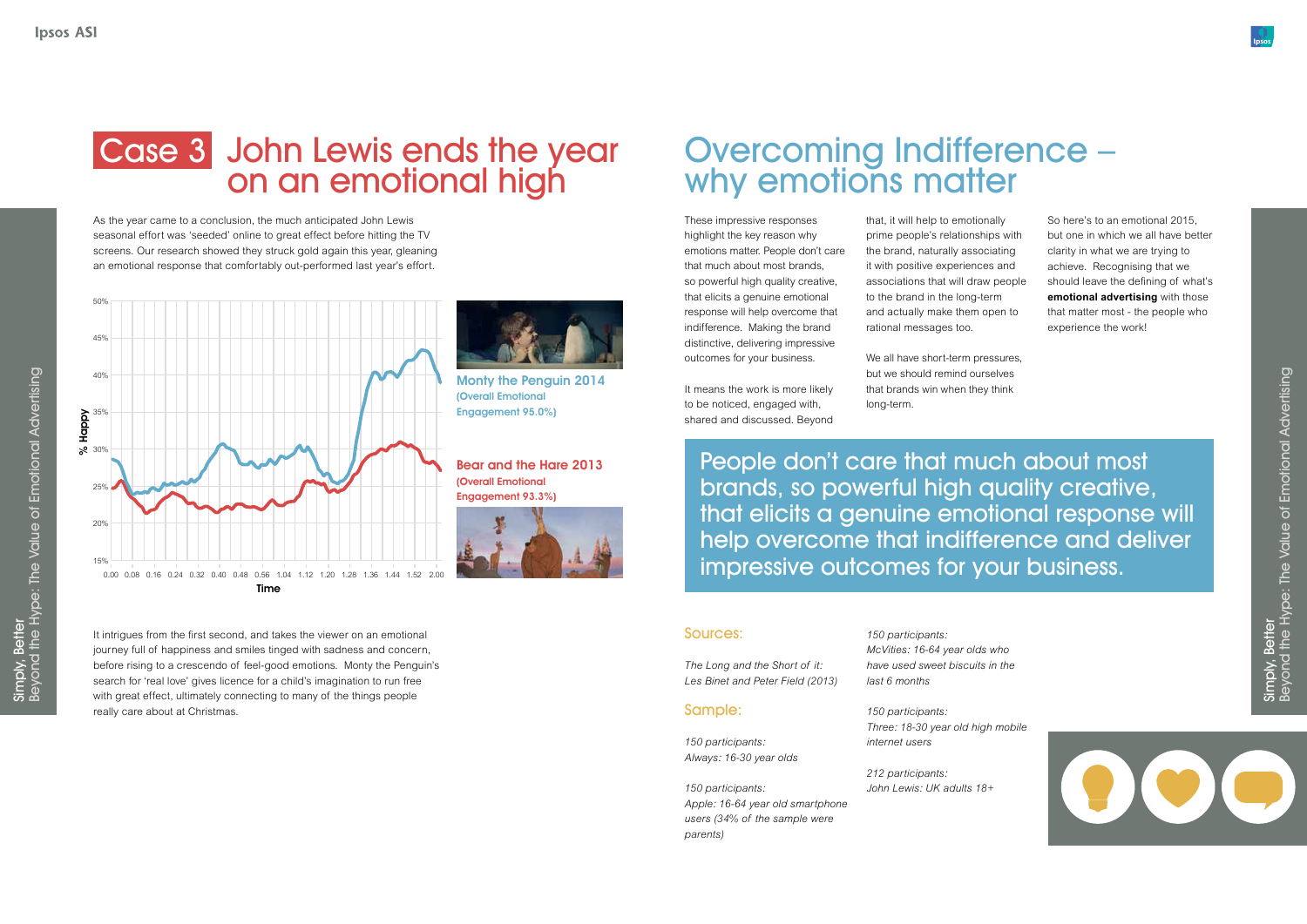# Case 3 John Lewis ends the year on an emotional high

As the year came to a conclusion, the much anticipated John Lewis seasonal effort was 'seeded' online to great effect before hitting the TV screens. Our research showed they struck gold again this year, gleaning an emotional response that comfortably out-performed last year's effort.

50%
45%
40%
35%
30%
25%
20%
15%

% Happy

0.00 0.08 0.16 0.24 0.32 0.40 0.48 0.56 1.04 1.12 1.20 1.28 1.36 1.44 1.52 2.00

Time

**Monty the Penguin 2014**
**(Overall Emotional Engagement 95.0%)**

**Bear and the Hare 2013**
**(Overall Emotional Engagement 93.3%)**

It intrigues from the first second, and takes the viewer on an emotional journey full of happiness and smiles tinged with sadness and concern, before rising to a crescendo of feel-good emotions. Monty the Penguin's search for 'real love' gives licence for a child's imagination to run free with great effect, ultimately connecting to many of the things people really care about at Christmas.

# Overcoming Indifference – why emotions matter

These impressive responses highlight the key reason why emotions matter. People don't care that much about most brands, so powerful high quality creative, that elicits a genuine emotional response will help overcome that indifference. Making the brand distinctive, delivering impressive outcomes for your business.

It means the work is more likely to be noticed, engaged with, shared and discussed. Beyond that, it will help to emotionally prime people's relationships with the brand, naturally associating it with positive experiences and associations that will draw people to the brand in the long-term and actually make them open to rational messages too.

We all have short-term pressures, but we should remind ourselves that brands win when they think long-term.

So here's to an emotional 2015, but one in which we all have better clarity in what we are trying to achieve. Recognising that we should leave the defining of what's **emotional advertising** with those that matter most - the people who experience the work!

> People don't care that much about most brands, so powerful high quality creative, that elicits a genuine emotional response will help overcome that indifference and deliver impressive outcomes for your business.

## Sources:

*The Long and the Short of it: Les Binet and Peter Field (2013)*

## Sample:

*150 participants: Always: 16-30 year olds*

*150 participants: Apple: 16-64 year old smartphone users (34% of the sample were parents)*

*150 participants: McVities: 16-64 year olds who have used sweet biscuits in the last 6 months*

*150 participants: Three: 18-30 year old high mobile internet users*

*212 participants: John Lewis: UK adults 18+*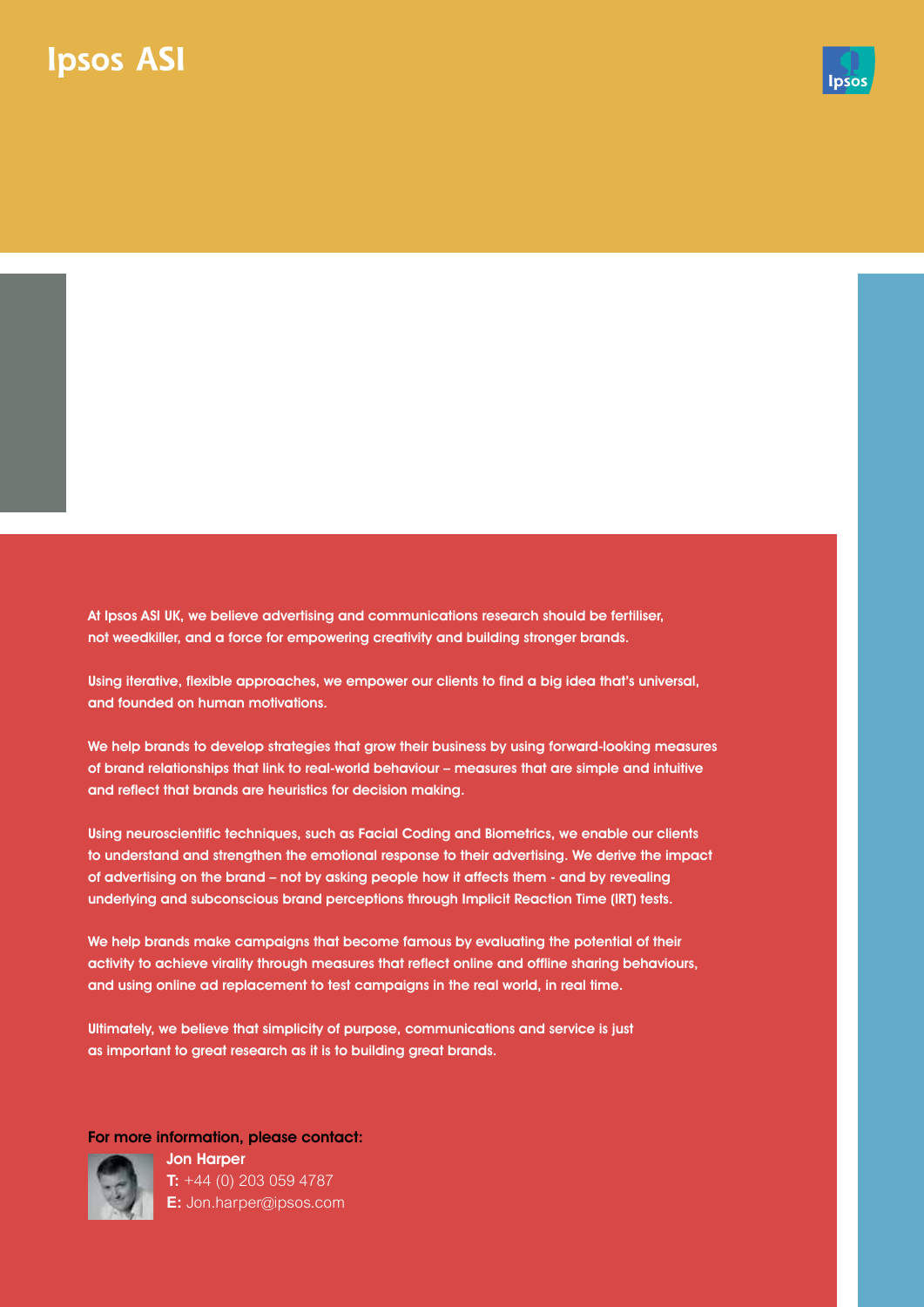# Ipsos ASI

At Ipsos ASI UK, we believe advertising and communications research should be fertiliser, not weedkiller, and a force for empowering creativity and building stronger brands.

Using iterative, flexible approaches, we empower our clients to find a big idea that's universal, and founded on human motivations.

We help brands to develop strategies that grow their business by using forward-looking measures of brand relationships that link to real-world behaviour – measures that are simple and intuitive and reflect that brands are heuristics for decision making.

Using neuroscientific techniques, such as Facial Coding and Biometrics, we enable our clients to understand and strengthen the emotional response to their advertising. We derive the impact of advertising on the brand – not by asking people how it affects them - and by revealing underlying and subconscious brand perceptions through Implicit Reaction Time (IRT) tests.

We help brands make campaigns that become famous by evaluating the potential of their activity to achieve virality through measures that reflect online and offline sharing behaviours, and using online ad replacement to test campaigns in the real world, in real time.

Ultimately, we believe that simplicity of purpose, communications and service is just as important to great research as it is to building great brands.

**For more information, please contact:**

**Jon Harper**
**T:** +44 (0) 203 059 4787
**E:** Jon.harper@ipsos.com